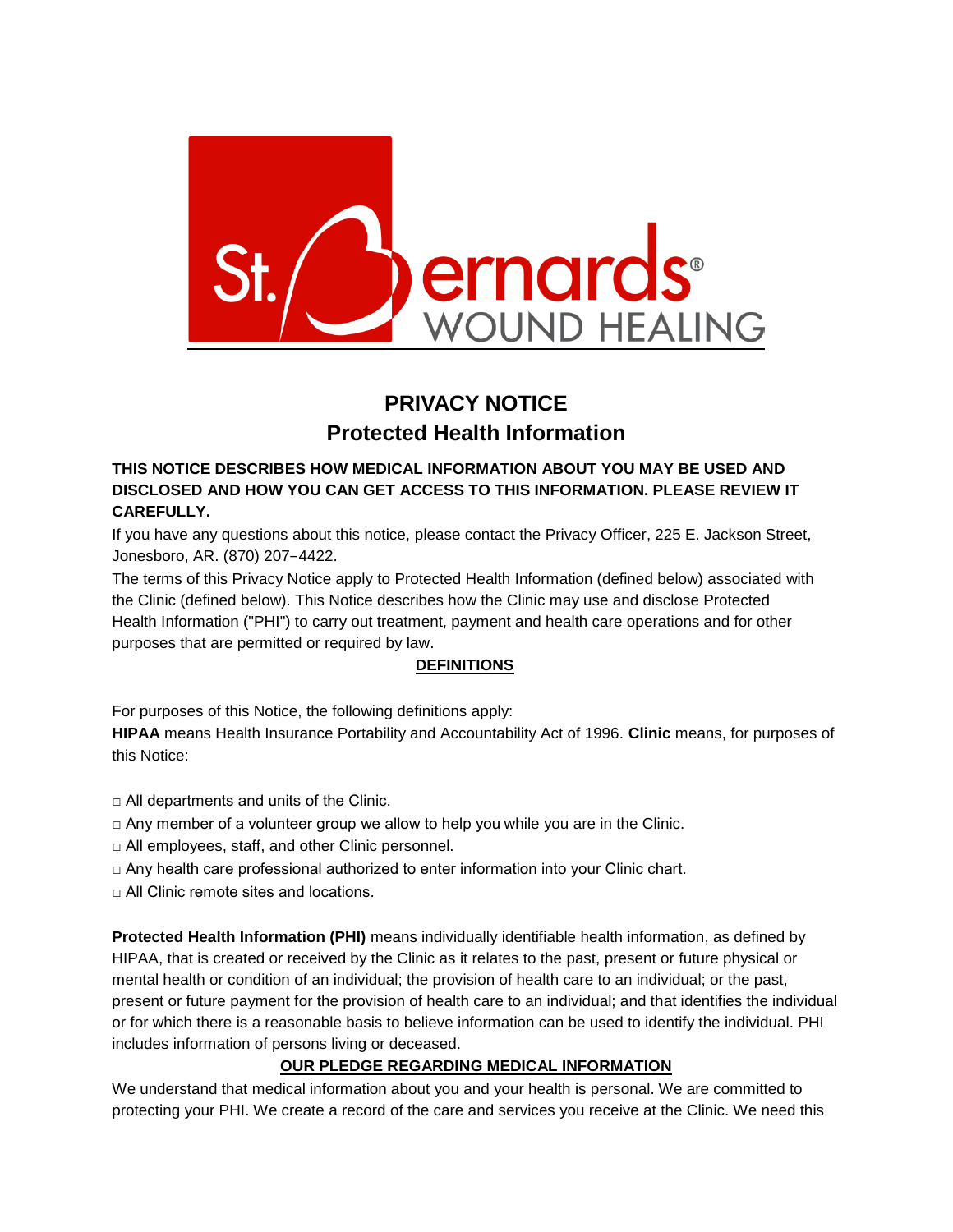St. Bernards® WOUND HEALING

# PRIVACY NOTICE
## Protected Health Information

**THIS NOTICE DESCRIBES HOW MEDICAL INFORMATION ABOUT YOU MAY BE USED AND DISCLOSED AND HOW YOU CAN GET ACCESS TO THIS INFORMATION. PLEASE REVIEW IT CAREFULLY.**

If you have any questions about this notice, please contact the Privacy Officer, 225 E. Jackson Street, Jonesboro, AR. (870) 207-4422.

The terms of this Privacy Notice apply to Protected Health Information (defined below) associated with the Clinic (defined below). This Notice describes how the Clinic may use and disclose Protected Health Information ("PHI") to carry out treatment, payment and health care operations and for other purposes that are permitted or required by law.

### DEFINITIONS

For purposes of this Notice, the following definitions apply:

**HIPAA** means Health Insurance Portability and Accountability Act of 1996. **Clinic** means, for purposes of this Notice:

- All departments and units of the Clinic.
- Any member of a volunteer group we allow to help you while you are in the Clinic.
- All employees, staff, and other Clinic personnel.
- Any health care professional authorized to enter information into your Clinic chart.
- All Clinic remote sites and locations.

**Protected Health Information (PHI)** means individually identifiable health information, as defined by HIPAA, that is created or received by the Clinic as it relates to the past, present or future physical or mental health or condition of an individual; the provision of health care to an individual; or the past, present or future payment for the provision of health care to an individual; and that identifies the individual or for which there is a reasonable basis to believe information can be used to identify the individual. PHI includes information of persons living or deceased.

### OUR PLEDGE REGARDING MEDICAL INFORMATION

We understand that medical information about you and your health is personal. We are committed to protecting your PHI. We create a record of the care and services you receive at the Clinic. We need this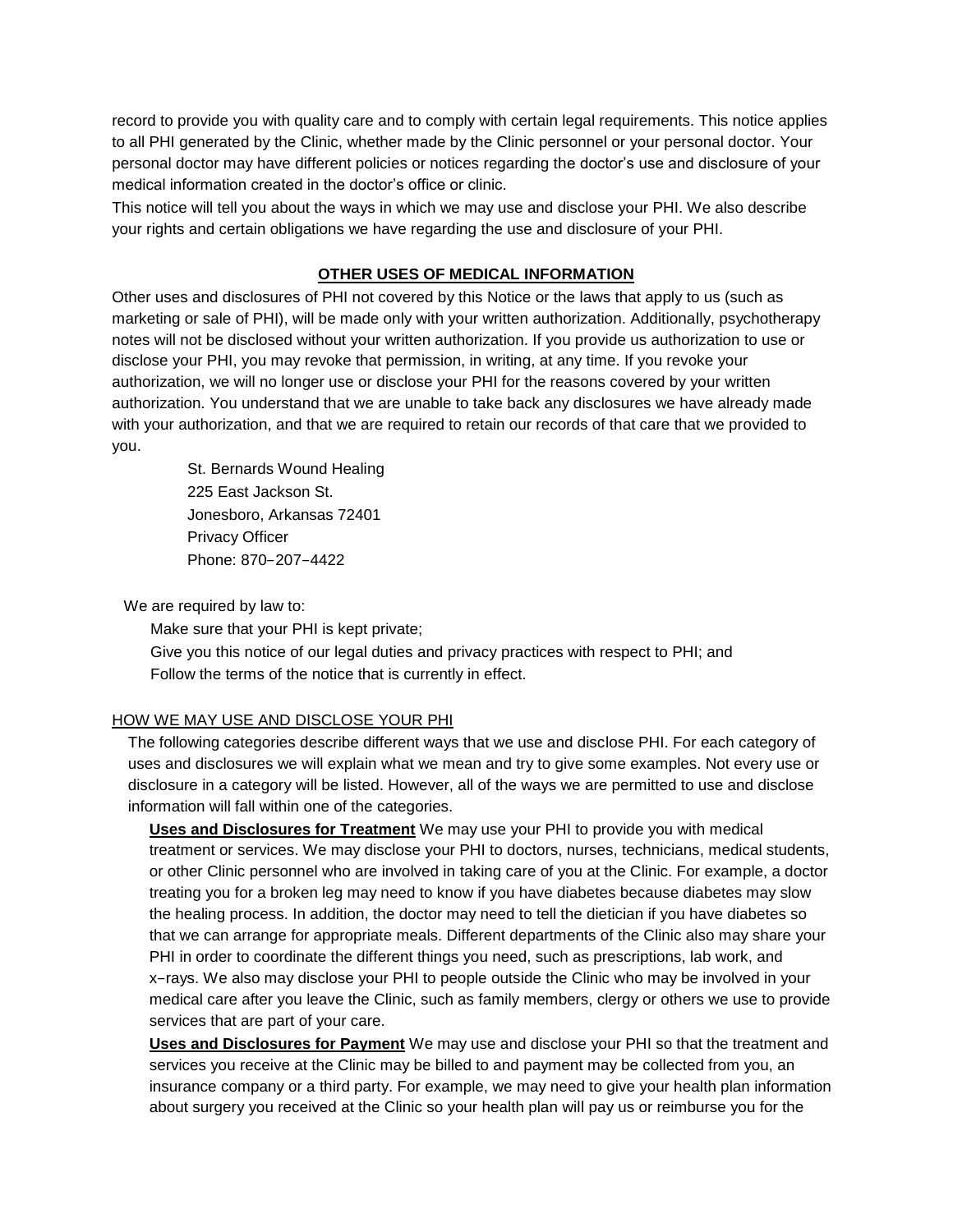record to provide you with quality care and to comply with certain legal requirements. This notice applies to all PHI generated by the Clinic, whether made by the Clinic personnel or your personal doctor. Your personal doctor may have different policies or notices regarding the doctor's use and disclosure of your medical information created in the doctor's office or clinic.

This notice will tell you about the ways in which we may use and disclose your PHI. We also describe your rights and certain obligations we have regarding the use and disclosure of your PHI.

## OTHER USES OF MEDICAL INFORMATION

Other uses and disclosures of PHI not covered by this Notice or the laws that apply to us (such as marketing or sale of PHI), will be made only with your written authorization. Additionally, psychotherapy notes will not be disclosed without your written authorization. If you provide us authorization to use or disclose your PHI, you may revoke that permission, in writing, at any time. If you revoke your authorization, we will no longer use or disclose your PHI for the reasons covered by your written authorization. You understand that we are unable to take back any disclosures we have already made with your authorization, and that we are required to retain our records of that care that we provided to you.

St. Bernards Wound Healing
225 East Jackson St.
Jonesboro, Arkansas 72401
Privacy Officer
Phone: 870-207-4422

We are required by law to:

- Make sure that your PHI is kept private;
- Give you this notice of our legal duties and privacy practices with respect to PHI; and
- Follow the terms of the notice that is currently in effect.

## HOW WE MAY USE AND DISCLOSE YOUR PHI

The following categories describe different ways that we use and disclose PHI. For each category of uses and disclosures we will explain what we mean and try to give some examples. Not every use or disclosure in a category will be listed. However, all of the ways we are permitted to use and disclose information will fall within one of the categories.

**Uses and Disclosures for Treatment** We may use your PHI to provide you with medical treatment or services. We may disclose your PHI to doctors, nurses, technicians, medical students, or other Clinic personnel who are involved in taking care of you at the Clinic. For example, a doctor treating you for a broken leg may need to know if you have diabetes because diabetes may slow the healing process. In addition, the doctor may need to tell the dietician if you have diabetes so that we can arrange for appropriate meals. Different departments of the Clinic also may share your PHI in order to coordinate the different things you need, such as prescriptions, lab work, and x-rays. We also may disclose your PHI to people outside the Clinic who may be involved in your medical care after you leave the Clinic, such as family members, clergy or others we use to provide services that are part of your care.

**Uses and Disclosures for Payment** We may use and disclose your PHI so that the treatment and services you receive at the Clinic may be billed to and payment may be collected from you, an insurance company or a third party. For example, we may need to give your health plan information about surgery you received at the Clinic so your health plan will pay us or reimburse you for the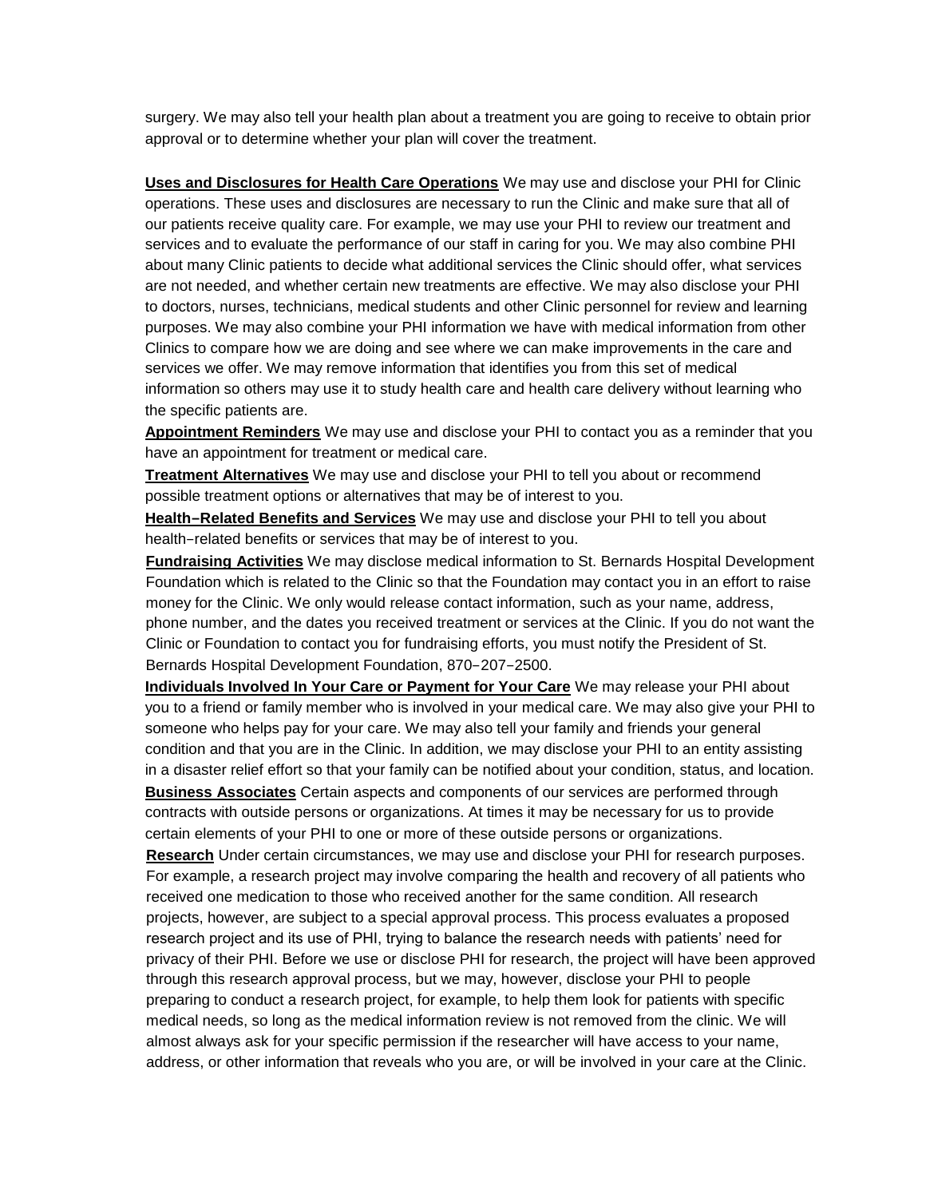surgery. We may also tell your health plan about a treatment you are going to receive to obtain prior approval or to determine whether your plan will cover the treatment.

**Uses and Disclosures for Health Care Operations** We may use and disclose your PHI for Clinic operations. These uses and disclosures are necessary to run the Clinic and make sure that all of our patients receive quality care. For example, we may use your PHI to review our treatment and services and to evaluate the performance of our staff in caring for you. We may also combine PHI about many Clinic patients to decide what additional services the Clinic should offer, what services are not needed, and whether certain new treatments are effective. We may also disclose your PHI to doctors, nurses, technicians, medical students and other Clinic personnel for review and learning purposes. We may also combine your PHI information we have with medical information from other Clinics to compare how we are doing and see where we can make improvements in the care and services we offer. We may remove information that identifies you from this set of medical information so others may use it to study health care and health care delivery without learning who the specific patients are.

**Appointment Reminders** We may use and disclose your PHI to contact you as a reminder that you have an appointment for treatment or medical care.

**Treatment Alternatives** We may use and disclose your PHI to tell you about or recommend possible treatment options or alternatives that may be of interest to you.

**Health–Related Benefits and Services** We may use and disclose your PHI to tell you about health–related benefits or services that may be of interest to you.

**Fundraising Activities** We may disclose medical information to St. Bernards Hospital Development Foundation which is related to the Clinic so that the Foundation may contact you in an effort to raise money for the Clinic. We only would release contact information, such as your name, address, phone number, and the dates you received treatment or services at the Clinic. If you do not want the Clinic or Foundation to contact you for fundraising efforts, you must notify the President of St. Bernards Hospital Development Foundation, 870–207–2500.

**Individuals Involved In Your Care or Payment for Your Care** We may release your PHI about you to a friend or family member who is involved in your medical care. We may also give your PHI to someone who helps pay for your care. We may also tell your family and friends your general condition and that you are in the Clinic. In addition, we may disclose your PHI to an entity assisting in a disaster relief effort so that your family can be notified about your condition, status, and location.

**Business Associates** Certain aspects and components of our services are performed through contracts with outside persons or organizations. At times it may be necessary for us to provide certain elements of your PHI to one or more of these outside persons or organizations.

**Research** Under certain circumstances, we may use and disclose your PHI for research purposes. For example, a research project may involve comparing the health and recovery of all patients who received one medication to those who received another for the same condition. All research projects, however, are subject to a special approval process. This process evaluates a proposed research project and its use of PHI, trying to balance the research needs with patients' need for privacy of their PHI. Before we use or disclose PHI for research, the project will have been approved through this research approval process, but we may, however, disclose your PHI to people preparing to conduct a research project, for example, to help them look for patients with specific medical needs, so long as the medical information review is not removed from the clinic. We will almost always ask for your specific permission if the researcher will have access to your name, address, or other information that reveals who you are, or will be involved in your care at the Clinic.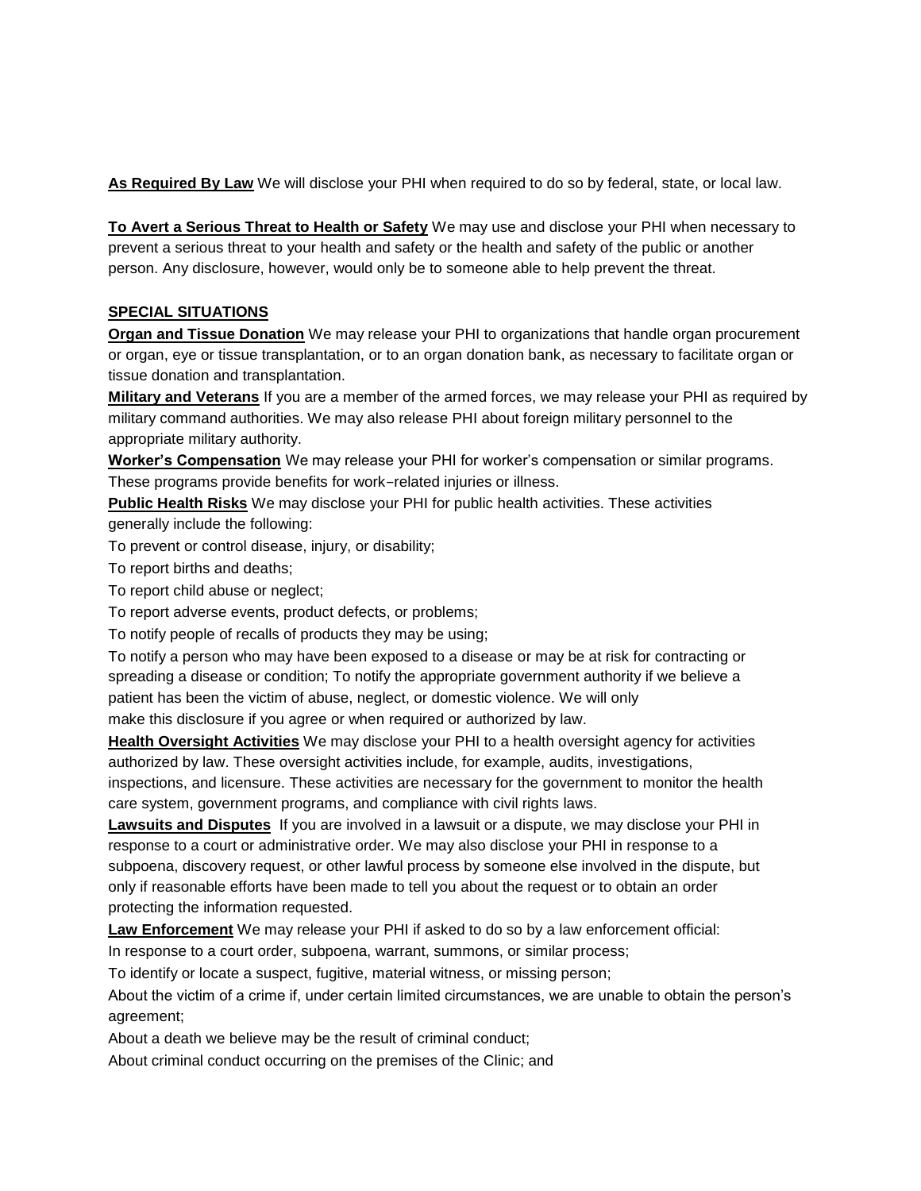**As Required By Law** We will disclose your PHI when required to do so by federal, state, or local law.

**To Avert a Serious Threat to Health or Safety** We may use and disclose your PHI when necessary to prevent a serious threat to your health and safety or the health and safety of the public or another person. Any disclosure, however, would only be to someone able to help prevent the threat.

**SPECIAL SITUATIONS**

**Organ and Tissue Donation** We may release your PHI to organizations that handle organ procurement or organ, eye or tissue transplantation, or to an organ donation bank, as necessary to facilitate organ or tissue donation and transplantation.

**Military and Veterans** If you are a member of the armed forces, we may release your PHI as required by military command authorities. We may also release PHI about foreign military personnel to the appropriate military authority.

**Worker's Compensation** We may release your PHI for worker's compensation or similar programs. These programs provide benefits for work-related injuries or illness.

**Public Health Risks** We may disclose your PHI for public health activities. These activities generally include the following:

To prevent or control disease, injury, or disability;

To report births and deaths;

To report child abuse or neglect;

To report adverse events, product defects, or problems;

To notify people of recalls of products they may be using;

To notify a person who may have been exposed to a disease or may be at risk for contracting or spreading a disease or condition; To notify the appropriate government authority if we believe a patient has been the victim of abuse, neglect, or domestic violence. We will only make this disclosure if you agree or when required or authorized by law.

**Health Oversight Activities** We may disclose your PHI to a health oversight agency for activities authorized by law. These oversight activities include, for example, audits, investigations, inspections, and licensure. These activities are necessary for the government to monitor the health care system, government programs, and compliance with civil rights laws.

**Lawsuits and Disputes** If you are involved in a lawsuit or a dispute, we may disclose your PHI in response to a court or administrative order. We may also disclose your PHI in response to a subpoena, discovery request, or other lawful process by someone else involved in the dispute, but only if reasonable efforts have been made to tell you about the request or to obtain an order protecting the information requested.

**Law Enforcement** We may release your PHI if asked to do so by a law enforcement official:

In response to a court order, subpoena, warrant, summons, or similar process;

To identify or locate a suspect, fugitive, material witness, or missing person;

About the victim of a crime if, under certain limited circumstances, we are unable to obtain the person's agreement;

About a death we believe may be the result of criminal conduct;

About criminal conduct occurring on the premises of the Clinic; and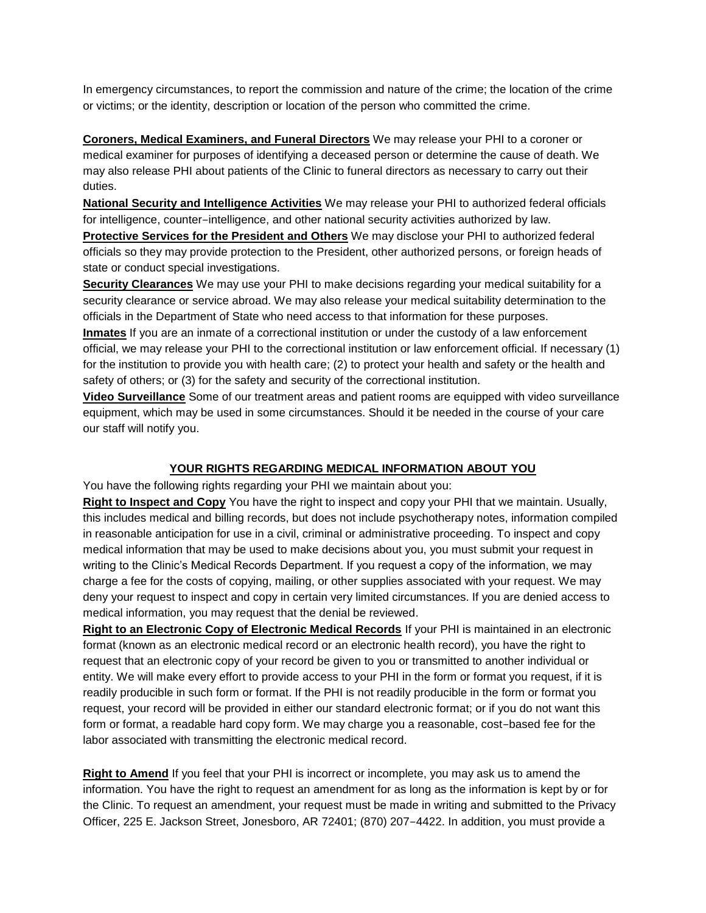In emergency circumstances, to report the commission and nature of the crime; the location of the crime or victims; or the identity, description or location of the person who committed the crime.

**Coroners, Medical Examiners, and Funeral Directors** We may release your PHI to a coroner or medical examiner for purposes of identifying a deceased person or determine the cause of death. We may also release PHI about patients of the Clinic to funeral directors as necessary to carry out their duties.

**National Security and Intelligence Activities** We may release your PHI to authorized federal officials for intelligence, counter-intelligence, and other national security activities authorized by law.

**Protective Services for the President and Others** We may disclose your PHI to authorized federal officials so they may provide protection to the President, other authorized persons, or foreign heads of state or conduct special investigations.

**Security Clearances** We may use your PHI to make decisions regarding your medical suitability for a security clearance or service abroad. We may also release your medical suitability determination to the officials in the Department of State who need access to that information for these purposes.

**Inmates** If you are an inmate of a correctional institution or under the custody of a law enforcement official, we may release your PHI to the correctional institution or law enforcement official. If necessary (1) for the institution to provide you with health care; (2) to protect your health and safety or the health and safety of others; or (3) for the safety and security of the correctional institution.

**Video Surveillance** Some of our treatment areas and patient rooms are equipped with video surveillance equipment, which may be used in some circumstances. Should it be needed in the course of your care our staff will notify you.

## YOUR RIGHTS REGARDING MEDICAL INFORMATION ABOUT YOU

You have the following rights regarding your PHI we maintain about you:

**Right to Inspect and Copy** You have the right to inspect and copy your PHI that we maintain. Usually, this includes medical and billing records, but does not include psychotherapy notes, information compiled in reasonable anticipation for use in a civil, criminal or administrative proceeding. To inspect and copy medical information that may be used to make decisions about you, you must submit your request in writing to the Clinic's Medical Records Department. If you request a copy of the information, we may charge a fee for the costs of copying, mailing, or other supplies associated with your request. We may deny your request to inspect and copy in certain very limited circumstances. If you are denied access to medical information, you may request that the denial be reviewed.

**Right to an Electronic Copy of Electronic Medical Records** If your PHI is maintained in an electronic format (known as an electronic medical record or an electronic health record), you have the right to request that an electronic copy of your record be given to you or transmitted to another individual or entity. We will make every effort to provide access to your PHI in the form or format you request, if it is readily producible in such form or format. If the PHI is not readily producible in the form or format you request, your record will be provided in either our standard electronic format; or if you do not want this form or format, a readable hard copy form. We may charge you a reasonable, cost-based fee for the labor associated with transmitting the electronic medical record.

**Right to Amend** If you feel that your PHI is incorrect or incomplete, you may ask us to amend the information. You have the right to request an amendment for as long as the information is kept by or for the Clinic. To request an amendment, your request must be made in writing and submitted to the Privacy Officer, 225 E. Jackson Street, Jonesboro, AR 72401; (870) 207-4422. In addition, you must provide a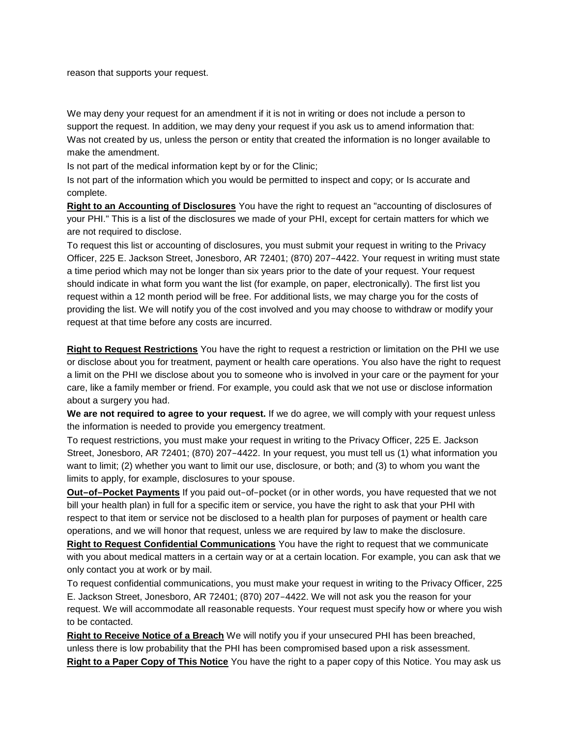reason that supports your request.

We may deny your request for an amendment if it is not in writing or does not include a person to support the request. In addition, we may deny your request if you ask us to amend information that:
Was not created by us, unless the person or entity that created the information is no longer available to make the amendment.
Is not part of the medical information kept by or for the Clinic;
Is not part of the information which you would be permitted to inspect and copy; or Is accurate and complete.

**Right to an Accounting of Disclosures** You have the right to request an "accounting of disclosures of your PHI." This is a list of the disclosures we made of your PHI, except for certain matters for which we are not required to disclose.

To request this list or accounting of disclosures, you must submit your request in writing to the Privacy Officer, 225 E. Jackson Street, Jonesboro, AR 72401; (870) 207−4422. Your request in writing must state a time period which may not be longer than six years prior to the date of your request. Your request should indicate in what form you want the list (for example, on paper, electronically). The first list you request within a 12 month period will be free. For additional lists, we may charge you for the costs of providing the list. We will notify you of the cost involved and you may choose to withdraw or modify your request at that time before any costs are incurred.

**Right to Request Restrictions** You have the right to request a restriction or limitation on the PHI we use or disclose about you for treatment, payment or health care operations. You also have the right to request a limit on the PHI we disclose about you to someone who is involved in your care or the payment for your care, like a family member or friend. For example, you could ask that we not use or disclose information about a surgery you had.

**We are not required to agree to your request.** If we do agree, we will comply with your request unless the information is needed to provide you emergency treatment.

To request restrictions, you must make your request in writing to the Privacy Officer, 225 E. Jackson Street, Jonesboro, AR 72401; (870) 207−4422. In your request, you must tell us (1) what information you want to limit; (2) whether you want to limit our use, disclosure, or both; and (3) to whom you want the limits to apply, for example, disclosures to your spouse.

**Out−of−Pocket Payments** If you paid out−of−pocket (or in other words, you have requested that we not bill your health plan) in full for a specific item or service, you have the right to ask that your PHI with respect to that item or service not be disclosed to a health plan for purposes of payment or health care operations, and we will honor that request, unless we are required by law to make the disclosure.

**Right to Request Confidential Communications** You have the right to request that we communicate with you about medical matters in a certain way or at a certain location. For example, you can ask that we only contact you at work or by mail.

To request confidential communications, you must make your request in writing to the Privacy Officer, 225 E. Jackson Street, Jonesboro, AR 72401; (870) 207−4422. We will not ask you the reason for your request. We will accommodate all reasonable requests. Your request must specify how or where you wish to be contacted.

**Right to Receive Notice of a Breach** We will notify you if your unsecured PHI has been breached, unless there is low probability that the PHI has been compromised based upon a risk assessment.

**Right to a Paper Copy of This Notice** You have the right to a paper copy of this Notice. You may ask us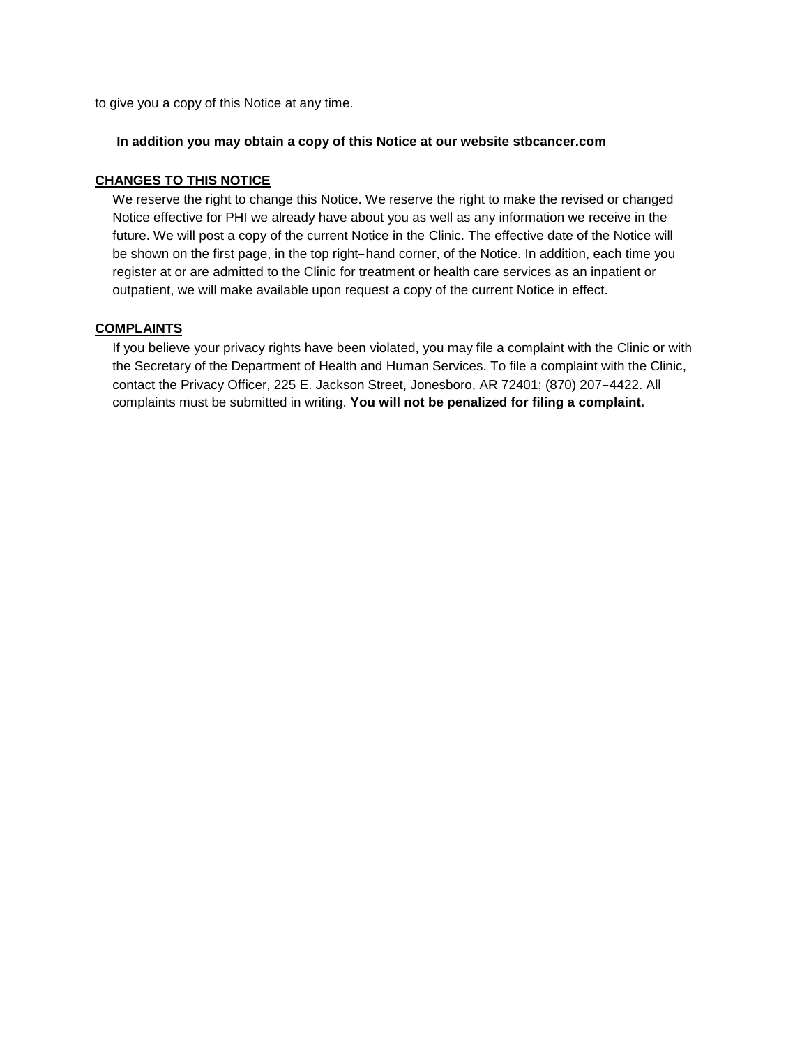to give you a copy of this Notice at any time.

**In addition you may obtain a copy of this Notice at our website stbcancer.com**

## CHANGES TO THIS NOTICE

We reserve the right to change this Notice. We reserve the right to make the revised or changed Notice effective for PHI we already have about you as well as any information we receive in the future. We will post a copy of the current Notice in the Clinic. The effective date of the Notice will be shown on the first page, in the top right-hand corner, of the Notice. In addition, each time you register at or are admitted to the Clinic for treatment or health care services as an inpatient or outpatient, we will make available upon request a copy of the current Notice in effect.

## COMPLAINTS

If you believe your privacy rights have been violated, you may file a complaint with the Clinic or with the Secretary of the Department of Health and Human Services. To file a complaint with the Clinic, contact the Privacy Officer, 225 E. Jackson Street, Jonesboro, AR 72401; (870) 207-4422. All complaints must be submitted in writing. **You will not be penalized for filing a complaint.**